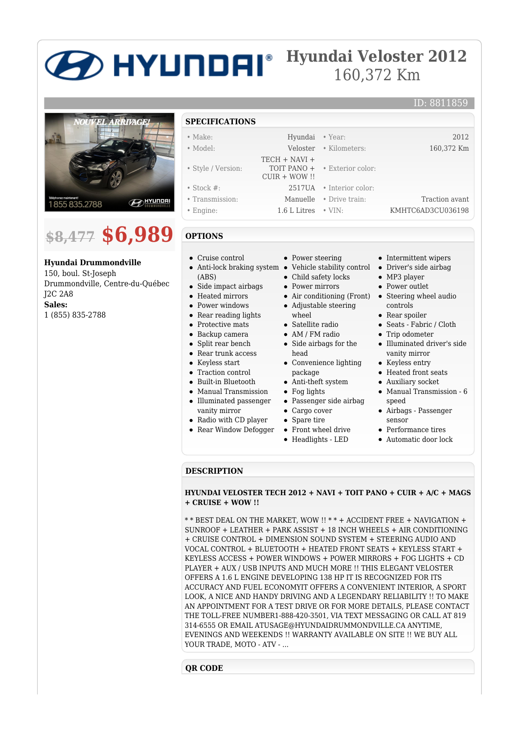# Hyundai Veloster 2012

160,372 Km

ID: 8811859

~~$8,477~~ **$6,989**

**Hyundai Drummondville**
150, boul. St-Joseph
Drummondville, Centre-du-Québec
J2C 2A8
**Sales:**
1 (855) 835-2788

## SPECIFICATIONS

| | | | |
|---|---|---|---|
| • Make: | Hyundai | • Year: | 2012 |
| • Model: | Veloster | • Kilometers: | 160,372 Km |
| • Style / Version: | TECH + NAVI + TOIT PANO + CUIR + WOW !! | • Exterior color: | |
| • Stock #: | 2517UA | • Interior color: | |
| • Transmission: | Manuelle | • Drive train: | Traction avant |
| • Engine: | 1.6 L Litres | • VIN: | KMHTC6AD3CU036198 |

## OPTIONS

- Cruise control
- Anti-lock braking system (ABS)
- Side impact airbags
- Heated mirrors
- Power windows
- Rear reading lights
- Protective mats
- Backup camera
- Split rear bench
- Rear trunk access
- Keyless start
- Traction control
- Built-in Bluetooth
- Manual Transmission
- Illuminated passenger vanity mirror
- Radio with CD player
- Rear Window Defogger
- Power steering
- Vehicle stability control
- Child safety locks
- Power mirrors
- Air conditioning (Front)
- Adjustable steering wheel
- Satellite radio
- AM / FM radio
- Side airbags for the head
- Convenience lighting package
- Anti-theft system
- Fog lights
- Passenger side airbag
- Cargo cover
- Spare tire
- Front wheel drive
- Headlights - LED
- Intermittent wipers
- Driver's side airbag
- MP3 player
- Power outlet
- Steering wheel audio controls
- Rear spoiler
- Seats - Fabric / Cloth
- Trip odometer
- Illuminated driver's side vanity mirror
- Keyless entry
- Heated front seats
- Auxiliary socket
- Manual Transmission - 6 speed
- Airbags - Passenger sensor
- Performance tires
- Automatic door lock

## DESCRIPTION

**HYUNDAI VELOSTER TECH 2012 + NAVI + TOIT PANO + CUIR + A/C + MAGS + CRUISE + WOW !!**

* * BEST DEAL ON THE MARKET, WOW !! * * + ACCIDENT FREE + NAVIGATION + SUNROOF + LEATHER + PARK ASSIST + 18 INCH WHEELS + AIR CONDITIONING + CRUISE CONTROL + DIMENSION SOUND SYSTEM + STEERING AUDIO AND VOCAL CONTROL + BLUETOOTH + HEATED FRONT SEATS + KEYLESS START + KEYLESS ACCESS + POWER WINDOWS + POWER MIRRORS + FOG LIGHTS + CD PLAYER + AUX / USB INPUTS AND MUCH MORE !! THIS ELEGANT VELOSTER OFFERS A 1.6 L ENGINE DEVELOPING 138 HP IT IS RECOGNIZED FOR ITS ACCURACY AND FUEL ECONOMYIT OFFERS A CONVENIENT INTERIOR, A SPORT LOOK, A NICE AND HANDY DRIVING AND A LEGENDARY RELIABILITY !! TO MAKE AN APPOINTMENT FOR A TEST DRIVE OR FOR MORE DETAILS, PLEASE CONTACT THE TOLL-FREE NUMBER1-888-420-3501, VIA TEXT MESSAGING OR CALL AT 819 314-6555 OR EMAIL ATUSAGE@HYUNDAIDRUMMONDVILLE.CA ANYTIME, EVENINGS AND WEEKENDS !! WARRANTY AVAILABLE ON SITE !! WE BUY ALL YOUR TRADE, MOTO - ATV - ...

## QR CODE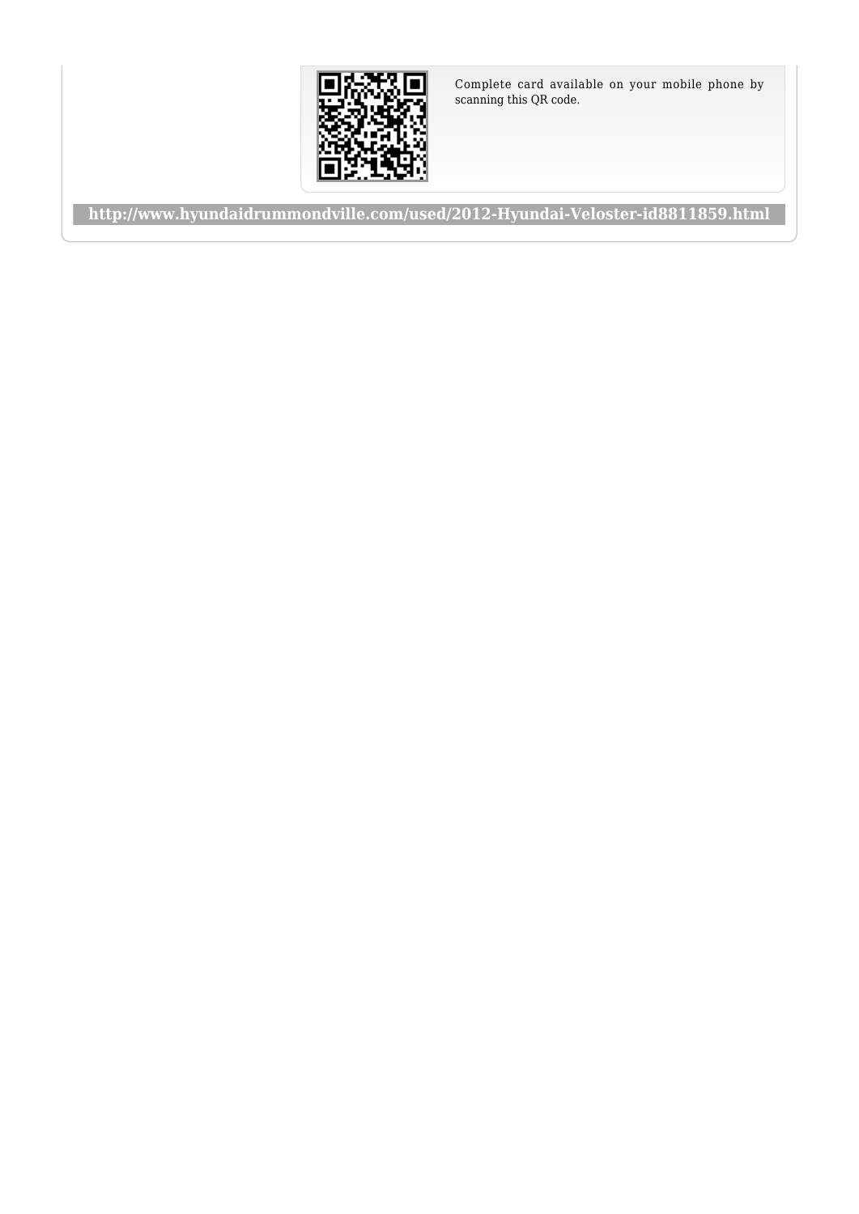Complete card available on your mobile phone by scanning this QR code.

**http://www.hyundaidrummondville.com/used/2012-Hyundai-Veloster-id8811859.html**